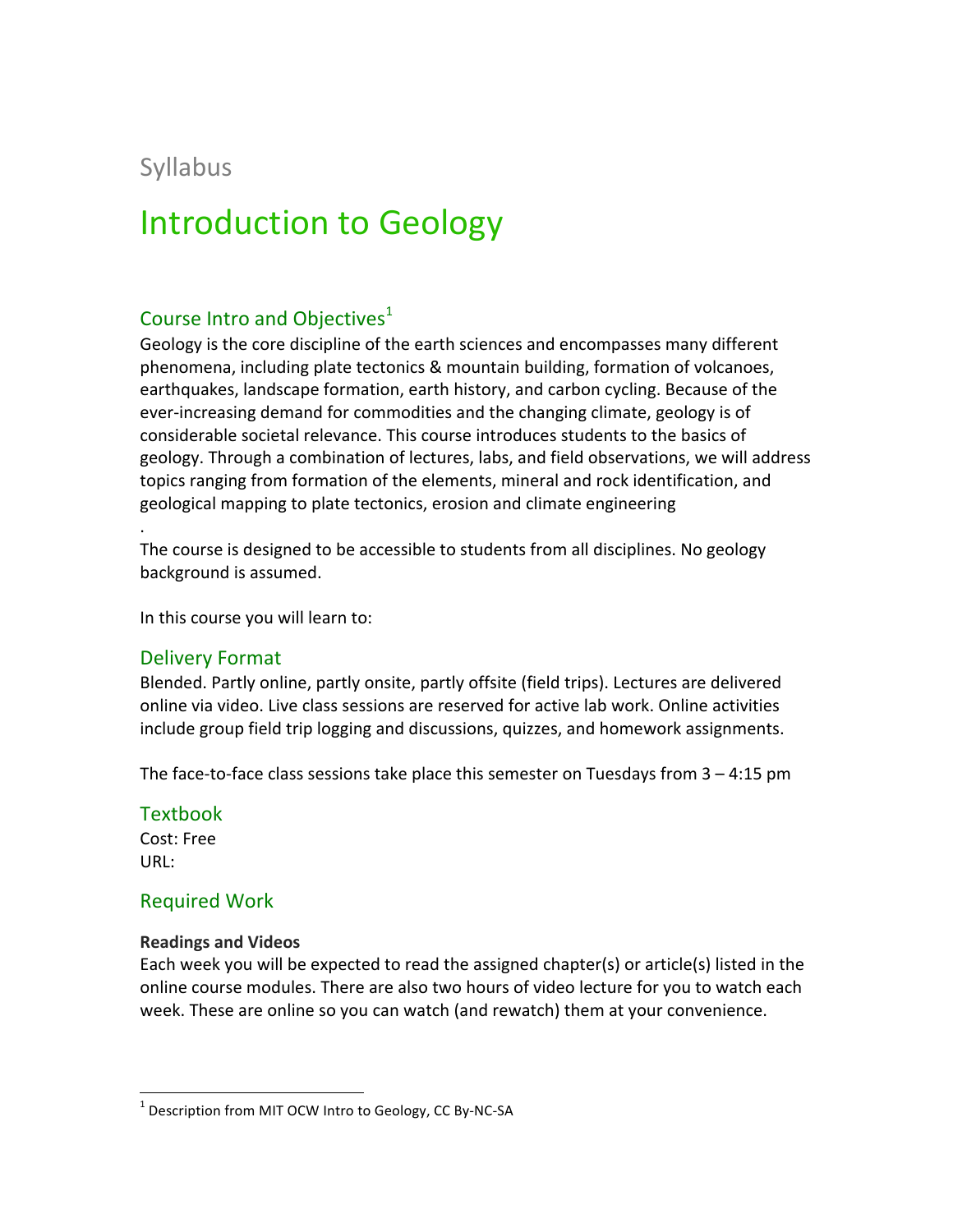Syllabus

# Introduction to Geology

## Course Intro and Objectives[1]

Geology is the core discipline of the earth sciences and encompasses many different phenomena, including plate tectonics & mountain building, formation of volcanoes, earthquakes, landscape formation, earth history, and carbon cycling. Because of the ever-increasing demand for commodities and the changing climate, geology is of considerable societal relevance. This course introduces students to the basics of geology. Through a combination of lectures, labs, and field observations, we will address topics ranging from formation of the elements, mineral and rock identification, and geological mapping to plate tectonics, erosion and climate engineering

.

The course is designed to be accessible to students from all disciplines. No geology background is assumed.

In this course you will learn to:

## Delivery Format

Blended. Partly online, partly onsite, partly offsite (field trips). Lectures are delivered online via video. Live class sessions are reserved for active lab work. Online activities include group field trip logging and discussions, quizzes, and homework assignments.

The face-to-face class sessions take place this semester on Tuesdays from 3 – 4:15 pm

## Textbook

Cost: Free
URL:

## Required Work

**Readings and Videos**

Each week you will be expected to read the assigned chapter(s) or article(s) listed in the online course modules. There are also two hours of video lecture for you to watch each week. These are online so you can watch (and rewatch) them at your convenience.

[1] Description from MIT OCW Intro to Geology, CC By-NC-SA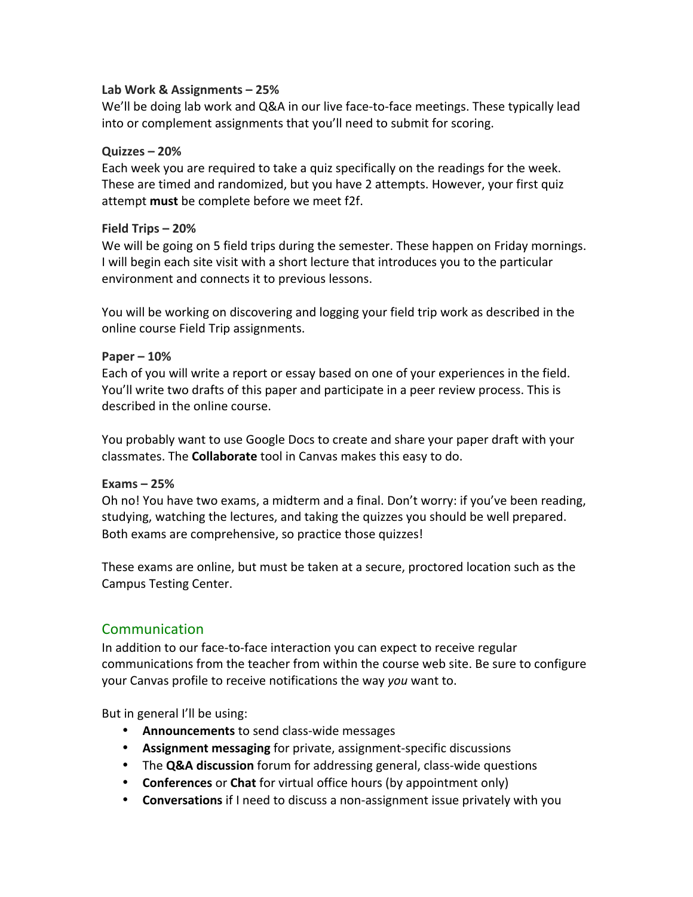**Lab Work & Assignments – 25%**
We'll be doing lab work and Q&A in our live face-to-face meetings. These typically lead into or complement assignments that you'll need to submit for scoring.

**Quizzes – 20%**
Each week you are required to take a quiz specifically on the readings for the week. These are timed and randomized, but you have 2 attempts. However, your first quiz attempt **must** be complete before we meet f2f.

**Field Trips – 20%**
We will be going on 5 field trips during the semester. These happen on Friday mornings. I will begin each site visit with a short lecture that introduces you to the particular environment and connects it to previous lessons.

You will be working on discovering and logging your field trip work as described in the online course Field Trip assignments.

**Paper – 10%**
Each of you will write a report or essay based on one of your experiences in the field. You'll write two drafts of this paper and participate in a peer review process. This is described in the online course.

You probably want to use Google Docs to create and share your paper draft with your classmates. The **Collaborate** tool in Canvas makes this easy to do.

**Exams – 25%**
Oh no! You have two exams, a midterm and a final. Don't worry: if you've been reading, studying, watching the lectures, and taking the quizzes you should be well prepared. Both exams are comprehensive, so practice those quizzes!

These exams are online, but must be taken at a secure, proctored location such as the Campus Testing Center.

## Communication

In addition to our face-to-face interaction you can expect to receive regular communications from the teacher from within the course web site. Be sure to configure your Canvas profile to receive notifications the way *you* want to.

But in general I'll be using:

- **Announcements** to send class-wide messages
- **Assignment messaging** for private, assignment-specific discussions
- The **Q&A discussion** forum for addressing general, class-wide questions
- **Conferences** or **Chat** for virtual office hours (by appointment only)
- **Conversations** if I need to discuss a non-assignment issue privately with you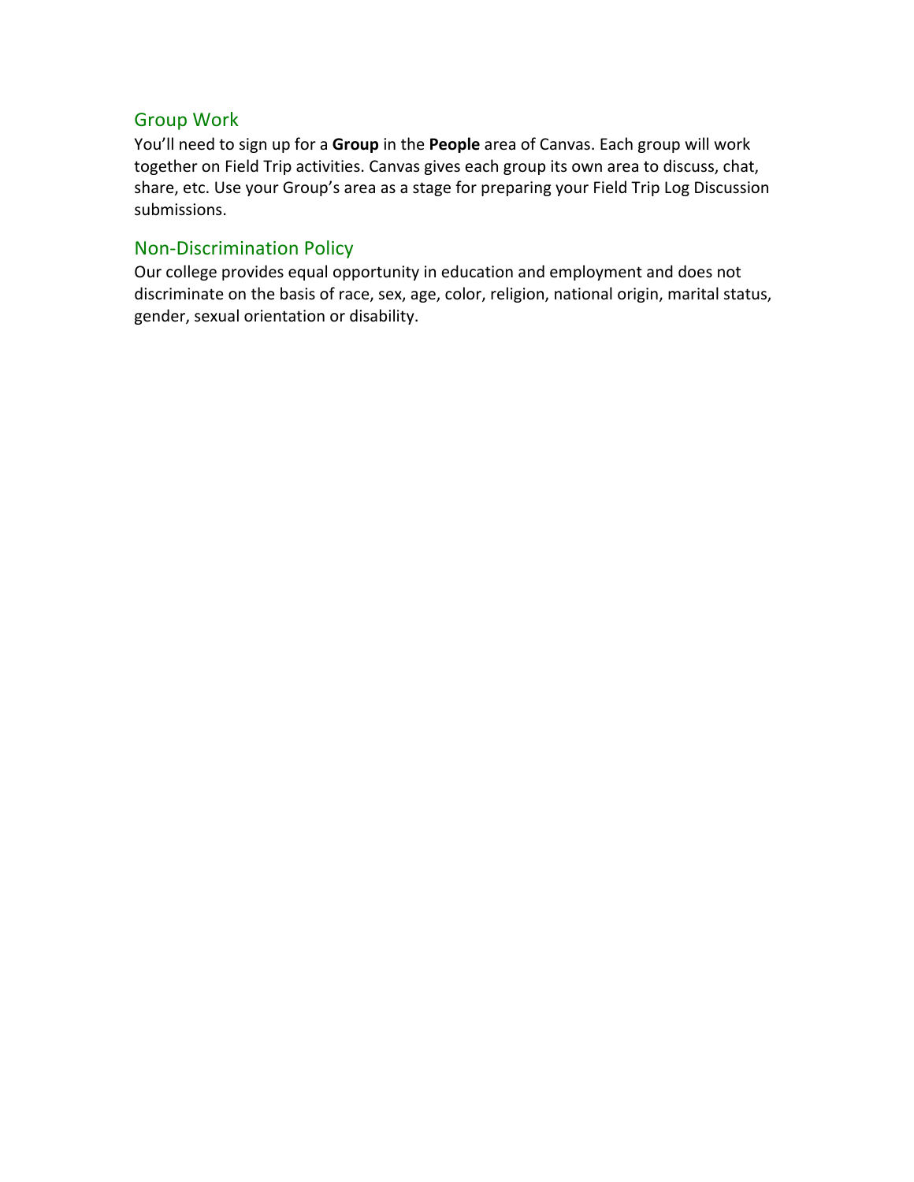## Group Work

You'll need to sign up for a **Group** in the **People** area of Canvas. Each group will work together on Field Trip activities. Canvas gives each group its own area to discuss, chat, share, etc. Use your Group's area as a stage for preparing your Field Trip Log Discussion submissions.

## Non-Discrimination Policy

Our college provides equal opportunity in education and employment and does not discriminate on the basis of race, sex, age, color, religion, national origin, marital status, gender, sexual orientation or disability.